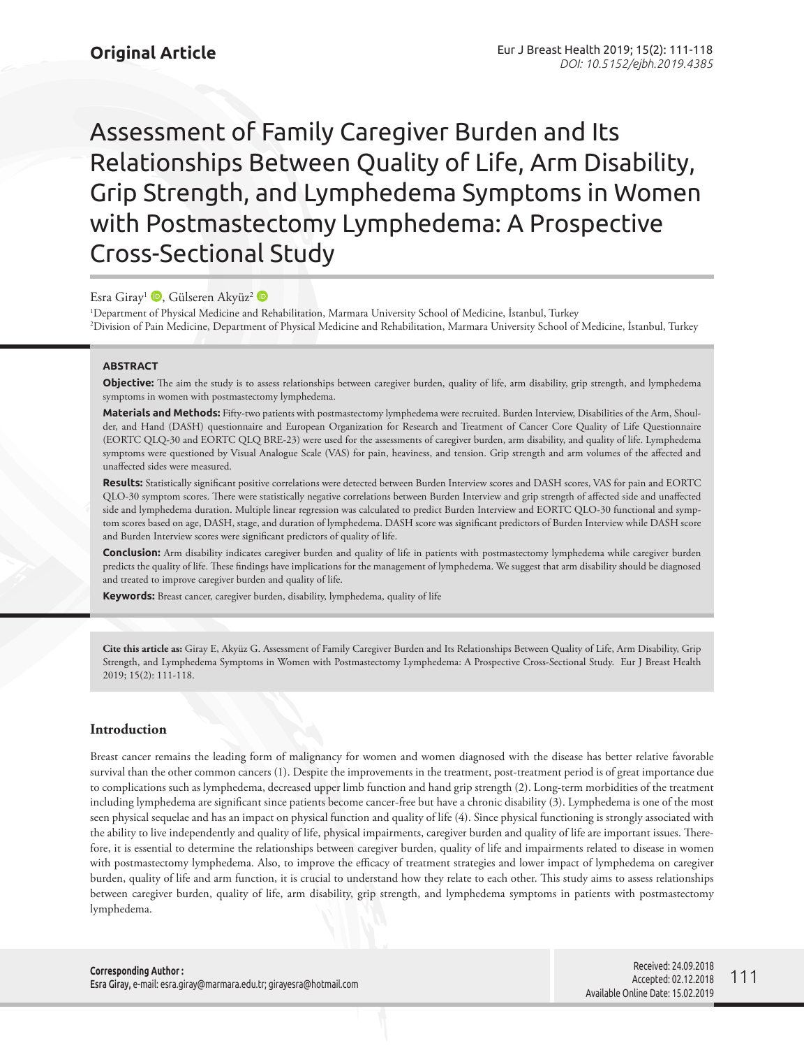**Original Article**

# Assessment of Family Caregiver Burden and Its Relationships Between Quality of Life, Arm Disability, Grip Strength, and Lymphedema Symptoms in Women with Postmastectomy Lymphedema: A Prospective Cross-Sectional Study

Esra Giray[1], Gülseren Akyüz[2]

[1]Department of Physical Medicine and Rehabilitation, Marmara University School of Medicine, İstanbul, Turkey
[2]Division of Pain Medicine, Department of Physical Medicine and Rehabilitation, Marmara University School of Medicine, İstanbul, Turkey

### ABSTRACT

**Objective:** The aim the study is to assess relationships between caregiver burden, quality of life, arm disability, grip strength, and lymphedema symptoms in women with postmastectomy lymphedema.

**Materials and Methods:** Fifty-two patients with postmastectomy lymphedema were recruited. Burden Interview, Disabilities of the Arm, Shoulder, and Hand (DASH) questionnaire and European Organization for Research and Treatment of Cancer Core Quality of Life Questionnaire (EORTC QLQ-30 and EORTC QLQ BRE-23) were used for the assessments of caregiver burden, arm disability, and quality of life. Lymphedema symptoms were questioned by Visual Analogue Scale (VAS) for pain, heaviness, and tension. Grip strength and arm volumes of the affected and unaffected sides were measured.

**Results:** Statistically significant positive correlations were detected between Burden Interview scores and DASH scores, VAS for pain and EORTC QLO-30 symptom scores. There were statistically negative correlations between Burden Interview and grip strength of affected side and unaffected side and lymphedema duration. Multiple linear regression was calculated to predict Burden Interview and EORTC QLO-30 functional and symptom scores based on age, DASH, stage, and duration of lymphedema. DASH score was significant predictors of Burden Interview while DASH score and Burden Interview scores were significant predictors of quality of life.

**Conclusion:** Arm disability indicates caregiver burden and quality of life in patients with postmastectomy lymphedema while caregiver burden predicts the quality of life. These findings have implications for the management of lymphedema. We suggest that arm disability should be diagnosed and treated to improve caregiver burden and quality of life.

**Keywords:** Breast cancer, caregiver burden, disability, lymphedema, quality of life

**Cite this article as:** Giray E, Akyüz G. Assessment of Family Caregiver Burden and Its Relationships Between Quality of Life, Arm Disability, Grip Strength, and Lymphedema Symptoms in Women with Postmastectomy Lymphedema: A Prospective Cross-Sectional Study. Eur J Breast Health 2019; 15(2): 111-118.

## Introduction

Breast cancer remains the leading form of malignancy for women and women diagnosed with the disease has better relative favorable survival than the other common cancers (1). Despite the improvements in the treatment, post-treatment period is of great importance due to complications such as lymphedema, decreased upper limb function and hand grip strength (2). Long-term morbidities of the treatment including lymphedema are significant since patients become cancer-free but have a chronic disability (3). Lymphedema is one of the most seen physical sequelae and has an impact on physical function and quality of life (4). Since physical functioning is strongly associated with the ability to live independently and quality of life, physical impairments, caregiver burden and quality of life are important issues. Therefore, it is essential to determine the relationships between caregiver burden, quality of life and impairments related to disease in women with postmastectomy lymphedema. Also, to improve the efficacy of treatment strategies and lower impact of lymphedema on caregiver burden, quality of life and arm function, it is crucial to understand how they relate to each other. This study aims to assess relationships between caregiver burden, quality of life, arm disability, grip strength, and lymphedema symptoms in patients with postmastectomy lymphedema.

**Corresponding Author:**
Esra Giray, e-mail: esra.giray@marmara.edu.tr; girayesra@hotmail.com

Received: 24.09.2018
Accepted: 02.12.2018
Available Online Date: 15.02.2019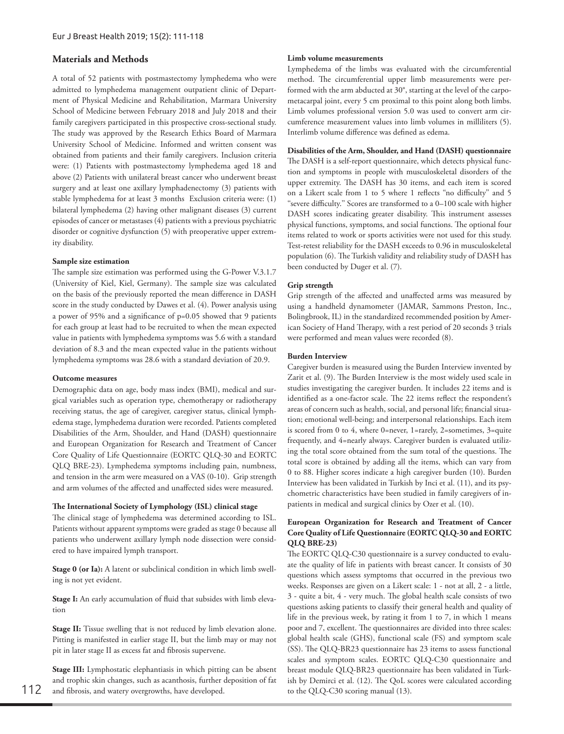## Materials and Methods

A total of 52 patients with postmastectomy lymphedema who were admitted to lymphedema management outpatient clinic of Department of Physical Medicine and Rehabilitation, Marmara University School of Medicine between February 2018 and July 2018 and their family caregivers participated in this prospective cross-sectional study. The study was approved by the Research Ethics Board of Marmara University School of Medicine. Informed and written consent was obtained from patients and their family caregivers. Inclusion criteria were: (1) Patients with postmastectomy lymphedema aged 18 and above (2) Patients with unilateral breast cancer who underwent breast surgery and at least one axillary lymphadenectomy (3) patients with stable lymphedema for at least 3 months Exclusion criteria were: (1) bilateral lymphedema (2) having other malignant diseases (3) current episodes of cancer or metastases (4) patients with a previous psychiatric disorder or cognitive dysfunction (5) with preoperative upper extremity disability.

**Sample size estimation**

The sample size estimation was performed using the G-Power V.3.1.7 (University of Kiel, Kiel, Germany). The sample size was calculated on the basis of the previously reported the mean difference in DASH score in the study conducted by Dawes et al. (4). Power analysis using a power of 95% and a significance of p=0.05 showed that 9 patients for each group at least had to be recruited to when the mean expected value in patients with lymphedema symptoms was 5.6 with a standard deviation of 8.3 and the mean expected value in the patients without lymphedema symptoms was 28.6 with a standard deviation of 20.9.

**Outcome measures**

Demographic data on age, body mass index (BMI), medical and surgical variables such as operation type, chemotherapy or radiotherapy receiving status, the age of caregiver, caregiver status, clinical lymphedema stage, lymphedema duration were recorded. Patients completed Disabilities of the Arm, Shoulder, and Hand (DASH) questionnaire and European Organization for Research and Treatment of Cancer Core Quality of Life Questionnaire (EORTC QLQ-30 and EORTC QLQ BRE-23). Lymphedema symptoms including pain, numbness, and tension in the arm were measured on a VAS (0-10). Grip strength and arm volumes of the affected and unaffected sides were measured.

**The International Society of Lymphology (ISL) clinical stage**

The clinical stage of lymphedema was determined according to ISL. Patients without apparent symptoms were graded as stage 0 because all patients who underwent axillary lymph node dissection were considered to have impaired lymph transport.

**Stage 0 (or Ia):** A latent or subclinical condition in which limb swelling is not yet evident.

**Stage I:** An early accumulation of fluid that subsides with limb elevation

**Stage II:** Tissue swelling that is not reduced by limb elevation alone. Pitting is manifested in earlier stage II, but the limb may or may not pit in later stage II as excess fat and fibrosis supervene.

**Stage III:** Lymphostatic elephantiasis in which pitting can be absent and trophic skin changes, such as acanthosis, further deposition of fat and fibrosis, and watery overgrowths, have developed.

**Limb volume measurements**

Lymphedema of the limbs was evaluated with the circumferential method. The circumferential upper limb measurements were performed with the arm abducted at 30°, starting at the level of the carpometacarpal joint, every 5 cm proximal to this point along both limbs. Limb volumes professional version 5.0 was used to convert arm circumference measurement values into limb volumes in milliliters (5). Interlimb volume difference was defined as edema.

**Disabilities of the Arm, Shoulder, and Hand (DASH) questionnaire**

The DASH is a self-report questionnaire, which detects physical function and symptoms in people with musculoskeletal disorders of the upper extremity. The DASH has 30 items, and each item is scored on a Likert scale from 1 to 5 where 1 reflects "no difficulty" and 5 "severe difficulty." Scores are transformed to a 0–100 scale with higher DASH scores indicating greater disability. This instrument assesses physical functions, symptoms, and social functions. The optional four items related to work or sports activities were not used for this study. Test-retest reliability for the DASH exceeds to 0.96 in musculoskeletal population (6). The Turkish validity and reliability study of DASH has been conducted by Duger et al. (7).

**Grip strength**

Grip strength of the affected and unaffected arms was measured by using a handheld dynamometer (JAMAR, Sammons Preston, Inc., Bolingbrook, IL) in the standardized recommended position by American Society of Hand Therapy, with a rest period of 20 seconds 3 trials were performed and mean values were recorded (8).

**Burden Interview**

Caregiver burden is measured using the Burden Interview invented by Zarit et al. (9). The Burden Interview is the most widely used scale in studies investigating the caregiver burden. It includes 22 items and is identified as a one-factor scale. The 22 items reflect the respondent's areas of concern such as health, social, and personal life; financial situation; emotional well-being; and interpersonal relationships. Each item is scored from 0 to 4, where 0=never, 1=rarely, 2=sometimes, 3=quite frequently, and 4=nearly always. Caregiver burden is evaluated utilizing the total score obtained from the sum total of the questions. The total score is obtained by adding all the items, which can vary from 0 to 88. Higher scores indicate a high caregiver burden (10). Burden Interview has been validated in Turkish by Inci et al. (11), and its psychometric characteristics have been studied in family caregivers of inpatients in medical and surgical clinics by Ozer et al. (10).

**European Organization for Research and Treatment of Cancer Core Quality of Life Questionnaire (EORTC QLQ-30 and EORTC QLQ BRE-23)**

The EORTC QLQ-C30 questionnaire is a survey conducted to evaluate the quality of life in patients with breast cancer. It consists of 30 questions which assess symptoms that occurred in the previous two weeks. Responses are given on a Likert scale: 1 - not at all, 2 - a little, 3 - quite a bit, 4 - very much. The global health scale consists of two questions asking patients to classify their general health and quality of life in the previous week, by rating it from 1 to 7, in which 1 means poor and 7, excellent. The questionnaires are divided into three scales: global health scale (GHS), functional scale (FS) and symptom scale (SS). The QLQ-BR23 questionnaire has 23 items to assess functional scales and symptom scales. EORTC QLQ-C30 questionnaire and breast module QLQ-BR23 questionnaire has been validated in Turkish by Demirci et al. (12). The QoL scores were calculated according to the QLQ-C30 scoring manual (13).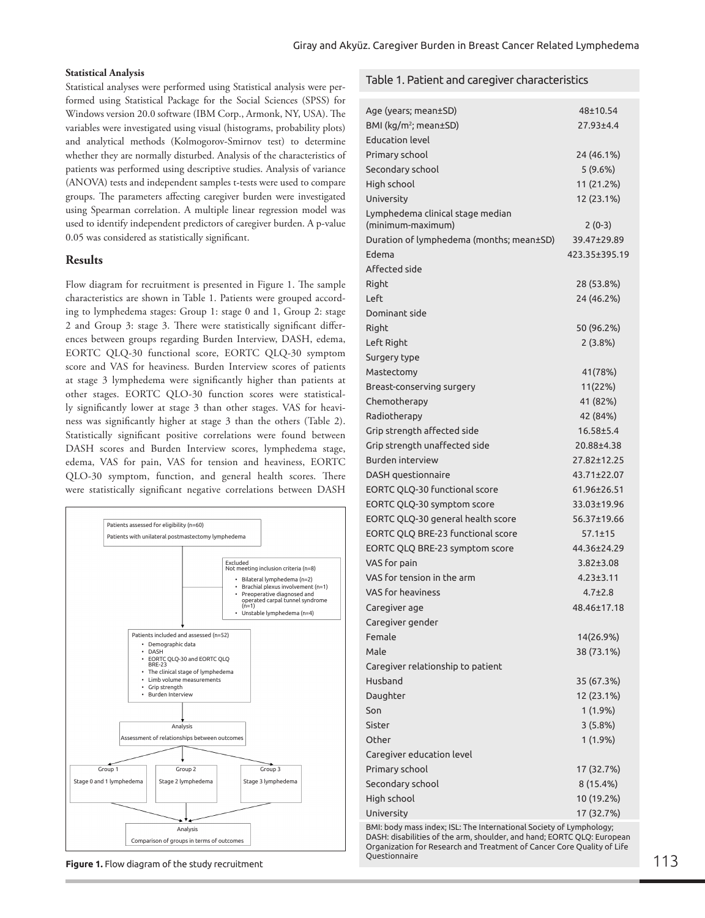**Statistical Analysis**

Statistical analyses were performed using Statistical analysis were performed using Statistical Package for the Social Sciences (SPSS) for Windows version 20.0 software (IBM Corp., Armonk, NY, USA). The variables were investigated using visual (histograms, probability plots) and analytical methods (Kolmogorov-Smirnov test) to determine whether they are normally disturbed. Analysis of the characteristics of patients was performed using descriptive studies. Analysis of variance (ANOVA) tests and independent samples t-tests were used to compare groups. The parameters affecting caregiver burden were investigated using Spearman correlation. A multiple linear regression model was used to identify independent predictors of caregiver burden. A p-value 0.05 was considered as statistically significant.

## Results

Flow diagram for recruitment is presented in Figure 1. The sample characteristics are shown in Table 1. Patients were grouped according to lymphedema stages: Group 1: stage 0 and 1, Group 2: stage 2 and Group 3: stage 3. There were statistically significant differences between groups regarding Burden Interview, DASH, edema, EORTC QLQ-30 functional score, EORTC QLQ-30 symptom score and VAS for heaviness. Burden Interview scores of patients at stage 3 lymphedema were significantly higher than patients at other stages. EORTC QLO-30 function scores were statistically significantly lower at stage 3 than other stages. VAS for heaviness was significantly higher at stage 3 than the others (Table 2). Statistically significant positive correlations were found between DASH scores and Burden Interview scores, lymphedema stage, edema, VAS for pain, VAS for tension and heaviness, EORTC QLO-30 symptom, function, and general health scores. There were statistically significant negative correlations between DASH

Patients assessed for eligibility (n=60)
Patients with unilateral postmastectomy lymphedema

Excluded
Not meeting inclusion criteria (n=8)
- Bilateral lymphedema (n=2)
- Brachial plexus involvement (n=1)
- Preoperative diagnosed and operated carpal tunnel syndrome (n=1)
- Unstable lymphedema (n=4)

Patients included and assessed (n=52)
- Demographic data
- DASH
- EORTC QLQ-30 and EORTC QLQ BRE-23
- The clinical stage of lymphedema
- Limb volume measurements
- Grip strength
- Burden Interview

Analysis
Assessment of relationships between outcomes

Group 1: Stage 0 and 1 lymphedema | Group 2: Stage 2 lymphedema | Group 3: Stage 3 lymphedema

Analysis
Comparison of groups in terms of outcomes

**Figure 1.** Flow diagram of the study recruitment

Table 1. Patient and caregiver characteristics

| | |
|---|---|
| Age (years; mean±SD) | 48±10.54 |
| BMI (kg/m²; mean±SD) | 27.93±4.4 |
| Education level | |
| Primary school | 24 (46.1%) |
| Secondary school | 5 (9.6%) |
| High school | 11 (21.2%) |
| University | 12 (23.1%) |
| Lymphedema clinical stage median (minimum-maximum) | 2 (0-3) |
| Duration of lymphedema (months; mean±SD) | 39.47±29.89 |
| Edema | 423.35±395.19 |
| Affected side | |
| Right | 28 (53.8%) |
| Left | 24 (46.2%) |
| Dominant side | |
| Right | 50 (96.2%) |
| Left Right | 2 (3.8%) |
| Surgery type | |
| Mastectomy | 41(78%) |
| Breast-conserving surgery | 11(22%) |
| Chemotherapy | 41 (82%) |
| Radiotherapy | 42 (84%) |
| Grip strength affected side | 16.58±5.4 |
| Grip strength unaffected side | 20.88±4.38 |
| Burden interview | 27.82±12.25 |
| DASH questionnaire | 43.71±22.07 |
| EORTC QLQ-30 functional score | 61.96±26.51 |
| EORTC QLQ-30 symptom score | 33.03±19.96 |
| EORTC QLQ-30 general health score | 56.37±19.66 |
| EORTC QLQ BRE-23 functional score | 57.1±15 |
| EORTC QLQ BRE-23 symptom score | 44.36±24.29 |
| VAS for pain | 3.82±3.08 |
| VAS for tension in the arm | 4.23±3.11 |
| VAS for heaviness | 4.7±2.8 |
| Caregiver age | 48.46±17.18 |
| Caregiver gender | |
| Female | 14(26.9%) |
| Male | 38 (73.1%) |
| Caregiver relationship to patient | |
| Husband | 35 (67.3%) |
| Daughter | 12 (23.1%) |
| Son | 1 (1.9%) |
| Sister | 3 (5.8%) |
| Other | 1 (1.9%) |
| Caregiver education level | |
| Primary school | 17 (32.7%) |
| Secondary school | 8 (15.4%) |
| High school | 10 (19.2%) |
| University | 17 (32.7%) |

BMI: body mass index; ISL: The International Society of Lymphology; DASH: disabilities of the arm, shoulder, and hand; EORTC QLQ: European Organization for Research and Treatment of Cancer Core Quality of Life Questionnaire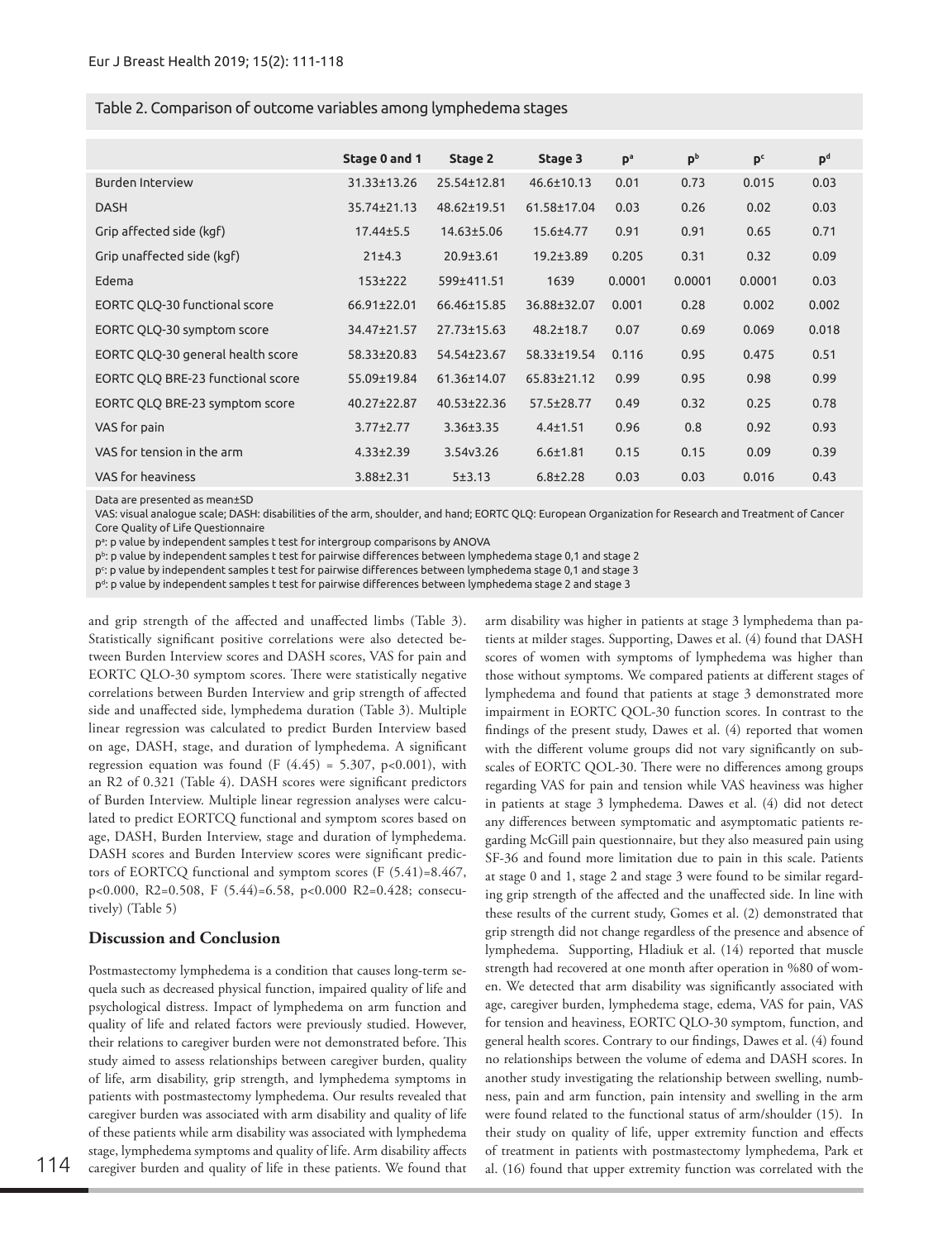Table 2. Comparison of outcome variables among lymphedema stages

| | Stage 0 and 1 | Stage 2 | Stage 3 | p[a] | p[b] | p[c] | p[d] |
|---|---|---|---|---|---|---|---|
| Burden Interview | 31.33±13.26 | 25.54±12.81 | 46.6±10.13 | 0.01 | 0.73 | 0.015 | 0.03 |
| DASH | 35.74±21.13 | 48.62±19.51 | 61.58±17.04 | 0.03 | 0.26 | 0.02 | 0.03 |
| Grip affected side (kgf) | 17.44±5.5 | 14.63±5.06 | 15.6±4.77 | 0.91 | 0.91 | 0.65 | 0.71 |
| Grip unaffected side (kgf) | 21±4.3 | 20.9±3.61 | 19.2±3.89 | 0.205 | 0.31 | 0.32 | 0.09 |
| Edema | 153±222 | 599±411.51 | 1639 | 0.0001 | 0.0001 | 0.0001 | 0.03 |
| EORTC QLQ-30 functional score | 66.91±22.01 | 66.46±15.85 | 36.88±32.07 | 0.001 | 0.28 | 0.002 | 0.002 |
| EORTC QLQ-30 symptom score | 34.47±21.57 | 27.73±15.63 | 48.2±18.7 | 0.07 | 0.69 | 0.069 | 0.018 |
| EORTC QLQ-30 general health score | 58.33±20.83 | 54.54±23.67 | 58.33±19.54 | 0.116 | 0.95 | 0.475 | 0.51 |
| EORTC QLQ BRE-23 functional score | 55.09±19.84 | 61.36±14.07 | 65.83±21.12 | 0.99 | 0.95 | 0.98 | 0.99 |
| EORTC QLQ BRE-23 symptom score | 40.27±22.87 | 40.53±22.36 | 57.5±28.77 | 0.49 | 0.32 | 0.25 | 0.78 |
| VAS for pain | 3.77±2.77 | 3.36±3.35 | 4.4±1.51 | 0.96 | 0.8 | 0.92 | 0.93 |
| VAS for tension in the arm | 4.33±2.39 | 3.54v3.26 | 6.6±1.81 | 0.15 | 0.15 | 0.09 | 0.39 |
| VAS for heaviness | 3.88±2.31 | 5±3.13 | 6.8±2.28 | 0.03 | 0.03 | 0.016 | 0.43 |

Data are presented as mean±SD

VAS: visual analogue scale; DASH: disabilities of the arm, shoulder, and hand; EORTC QLQ: European Organization for Research and Treatment of Cancer Core Quality of Life Questionnaire

p[a]: p value by independent samples t test for intergroup comparisons by ANOVA

p[b]: p value by independent samples t test for pairwise differences between lymphedema stage 0,1 and stage 2

p[c]: p value by independent samples t test for pairwise differences between lymphedema stage 0,1 and stage 3

p[d]: p value by independent samples t test for pairwise differences between lymphedema stage 2 and stage 3

and grip strength of the affected and unaffected limbs (Table 3). Statistically significant positive correlations were also detected between Burden Interview scores and DASH scores, VAS for pain and EORTC QLO-30 symptom scores. There were statistically negative correlations between Burden Interview and grip strength of affected side and unaffected side, lymphedema duration (Table 3). Multiple linear regression was calculated to predict Burden Interview based on age, DASH, stage, and duration of lymphedema. A significant regression equation was found ($F(4.45) = 5.307$, $p<0.001$), with an R2 of 0.321 (Table 4). DASH scores were significant predictors of Burden Interview. Multiple linear regression analyses were calculated to predict EORTCQ functional and symptom scores based on age, DASH, Burden Interview, stage and duration of lymphedema. DASH scores and Burden Interview scores were significant predictors of EORTCQ functional and symptom scores ($F(5.41)=8.467$, $p<0.000$, $R2=0.508$, $F(5.44)=6.58$, $p<0.000$ $R2=0.428$; consecutively) (Table 5)

## Discussion and Conclusion

Postmastectomy lymphedema is a condition that causes long-term sequela such as decreased physical function, impaired quality of life and psychological distress. Impact of lymphedema on arm function and quality of life and related factors were previously studied. However, their relations to caregiver burden were not demonstrated before. This study aimed to assess relationships between caregiver burden, quality of life, arm disability, grip strength, and lymphedema symptoms in patients with postmastectomy lymphedema. Our results revealed that caregiver burden was associated with arm disability and quality of life of these patients while arm disability was associated with lymphedema stage, lymphedema symptoms and quality of life. Arm disability affects caregiver burden and quality of life in these patients. We found that arm disability was higher in patients at stage 3 lymphedema than patients at milder stages. Supporting, Dawes et al. (4) found that DASH scores of women with symptoms of lymphedema was higher than those without symptoms. We compared patients at different stages of lymphedema and found that patients at stage 3 demonstrated more impairment in EORTC QOL-30 function scores. In contrast to the findings of the present study, Dawes et al. (4) reported that women with the different volume groups did not vary significantly on subscales of EORTC QOL-30. There were no differences among groups regarding VAS for pain and tension while VAS heaviness was higher in patients at stage 3 lymphedema. Dawes et al. (4) did not detect any differences between symptomatic and asymptomatic patients regarding McGill pain questionnaire, but they also measured pain using SF-36 and found more limitation due to pain in this scale. Patients at stage 0 and 1, stage 2 and stage 3 were found to be similar regarding grip strength of the affected and the unaffected side. In line with these results of the current study, Gomes et al. (2) demonstrated that grip strength did not change regardless of the presence and absence of lymphedema. Supporting, Hladiuk et al. (14) reported that muscle strength had recovered at one month after operation in %80 of women. We detected that arm disability was significantly associated with age, caregiver burden, lymphedema stage, edema, VAS for pain, VAS for tension and heaviness, EORTC QLO-30 symptom, function, and general health scores. Contrary to our findings, Dawes et al. (4) found no relationships between the volume of edema and DASH scores. In another study investigating the relationship between swelling, numbness, pain and arm function, pain intensity and swelling in the arm were found related to the functional status of arm/shoulder (15). In their study on quality of life, upper extremity function and effects of treatment in patients with postmastectomy lymphedema, Park et al. (16) found that upper extremity function was correlated with the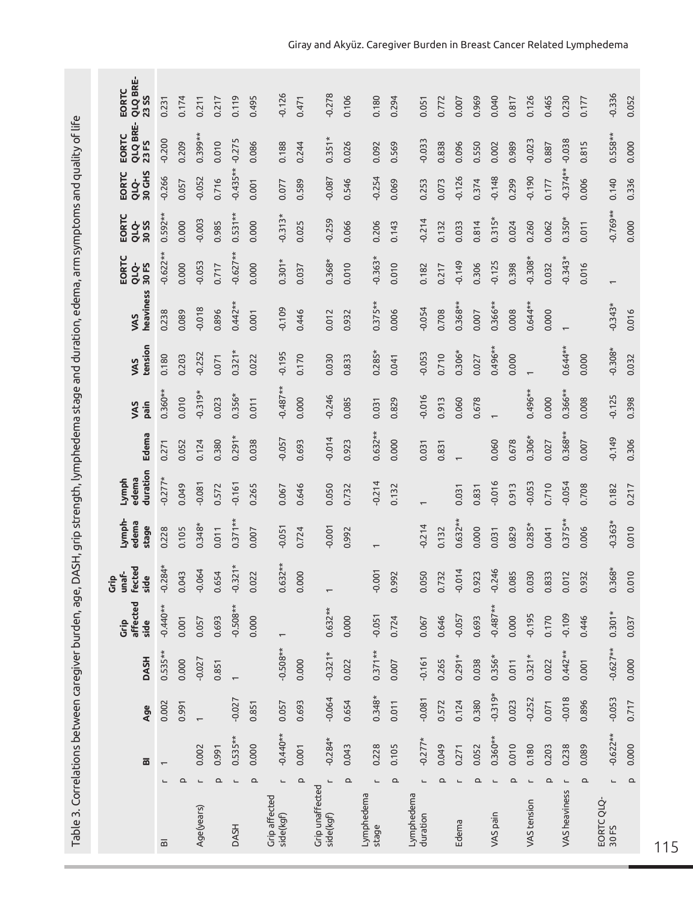Table 3. Correlations between caregiver burden, age, DASH, grip strength, lymphedema stage and duration, edema, arm symptoms and quality of life

| | | BI | Age | DASH | Grip affected side | Grip unaffected side | Lymphedema stage | Lymphedema duration | Edema | VAS pain | VAS tension | VAS heaviness | EORTC QLQ-30 FS | EORTC QLQ-30 SS | EORTC QLQ-30 GHS | EORTC QLQ BRE-23 FS | EORTC QLQ BRE-23 SS |
|---|---|---|---|---|---|---|---|---|---|---|---|---|---|---|---|---|---|
| BI | r | 1 | 0.002 | 0.535** | -0.440** | -0.284* | 0.228 | -0.277* | 0.271 | 0.360** | 0.180 | 0.238 | -0.622** | 0.592** | -0.266 | -0.200 | 0.231 |
| | p | | 0.991 | 0.000 | 0.001 | 0.043 | 0.105 | 0.049 | 0.052 | 0.010 | 0.203 | 0.089 | 0.000 | 0.000 | 0.057 | 0.209 | 0.174 |
| Age(years) | r | 0.002 | 1 | -0.027 | 0.057 | -0.064 | 0.348* | -0.081 | 0.124 | -0.319* | -0.252 | -0.018 | -0.053 | -0.003 | -0.052 | 0.399** | 0.211 |
| | p | 0.991 | | 0.851 | 0.693 | 0.654 | 0.011 | 0.572 | 0.380 | 0.023 | 0.071 | 0.896 | 0.717 | 0.985 | 0.716 | 0.010 | 0.217 |
| DASH | r | 0.535** | -0.027 | 1 | -0.508** | -0.321* | 0.371** | -0.161 | 0.291* | 0.356* | 0.321* | 0.442** | -0.627** | 0.531** | -0.435** | -0.275 | 0.119 |
| | p | 0.000 | 0.851 | | 0.000 | 0.022 | 0.007 | 0.265 | 0.038 | 0.011 | 0.022 | 0.001 | 0.000 | 0.000 | 0.001 | 0.086 | 0.495 |
| Grip affected side(kgf) | r | -0.440** | 0.057 | -0.508** | 1 | 0.632** | -0.051 | 0.067 | -0.057 | -0.487** | -0.195 | -0.109 | 0.301* | -0.313* | 0.077 | 0.188 | -0.126 |
| | p | 0.001 | 0.693 | 0.000 | | 0.000 | 0.724 | 0.646 | 0.693 | 0.000 | 0.170 | 0.446 | 0.037 | 0.025 | 0.589 | 0.244 | 0.471 |
| Grip unaffected side(kgf) | r | -0.284* | -0.064 | -0.321* | 0.632** | 1 | -0.001 | 0.050 | -0.014 | -0.246 | 0.030 | 0.012 | 0.368* | -0.259 | -0.087 | 0.351* | -0.278 |
| | p | 0.043 | 0.654 | 0.022 | 0.000 | | 0.992 | 0.732 | 0.923 | 0.085 | 0.833 | 0.932 | 0.010 | 0.066 | 0.546 | 0.026 | 0.106 |
| Lymphedema stage | r | 0.228 | 0.348* | 0.371** | -0.051 | -0.001 | 1 | -0.214 | 0.632** | 0.031 | 0.285* | 0.375** | -0.363* | 0.206 | -0.254 | 0.092 | 0.180 |
| | p | 0.105 | 0.011 | 0.007 | 0.724 | 0.992 | | 0.132 | 0.000 | 0.829 | 0.041 | 0.006 | 0.010 | 0.143 | 0.069 | 0.569 | 0.294 |
| Lymphedema duration | r | -0.277* | -0.081 | -0.161 | 0.067 | 0.050 | -0.214 | 1 | 0.031 | -0.016 | -0.053 | -0.054 | 0.182 | -0.214 | 0.253 | -0.033 | 0.051 |
| | p | 0.049 | 0.572 | 0.265 | 0.646 | 0.732 | 0.132 | | 0.831 | 0.913 | 0.710 | 0.708 | 0.217 | 0.132 | 0.073 | 0.838 | 0.772 |
| Edema | r | 0.271 | 0.124 | 0.291* | -0.057 | -0.014 | 0.632** | 0.031 | 1 | 0.060 | 0.306* | 0.368** | -0.149 | 0.033 | -0.126 | 0.096 | 0.007 |
| | p | 0.052 | 0.380 | 0.038 | 0.693 | 0.923 | 0.000 | 0.831 | | 0.678 | 0.027 | 0.007 | 0.306 | 0.814 | 0.374 | 0.550 | 0.969 |
| VAS pain | r | 0.360** | -0.319* | 0.356* | -0.487** | -0.246 | 0.031 | -0.016 | 0.060 | 1 | 0.496** | 0.366** | -0.125 | 0.315* | -0.148 | 0.002 | 0.040 |
| | p | 0.010 | 0.023 | 0.011 | 0.000 | 0.085 | 0.829 | 0.913 | 0.678 | | 0.000 | 0.008 | 0.398 | 0.024 | 0.299 | 0.989 | 0.817 |
| VAS tension | r | 0.180 | -0.252 | 0.321* | -0.195 | 0.030 | 0.285* | -0.053 | 0.306* | 0.496** | 1 | 0.644** | -0.308* | 0.260 | -0.190 | -0.023 | 0.126 |
| | p | 0.203 | 0.071 | 0.022 | 0.170 | 0.833 | 0.041 | 0.710 | 0.027 | 0.000 | | 0.000 | 0.032 | 0.062 | 0.177 | 0.887 | 0.465 |
| VAS heaviness | r | 0.238 | -0.018 | 0.442** | -0.109 | 0.012 | 0.375** | -0.054 | 0.368** | 0.366** | 0.644** | 1 | -0.343* | 0.350* | -0.374** | -0.038 | 0.230 |
| | p | 0.089 | 0.896 | 0.001 | 0.446 | 0.932 | 0.006 | 0.708 | 0.007 | 0.008 | 0.000 | | 0.016 | 0.011 | 0.006 | 0.815 | 0.177 |
| EORTC QLQ-30 FS | r | -0.622** | -0.053 | -0.627** | 0.301* | 0.368* | -0.363* | 0.182 | -0.149 | -0.125 | -0.308* | -0.343* | 1 | -0.769** | 0.140 | 0.558** | -0.336 |
| | p | 0.000 | 0.717 | 0.000 | 0.037 | 0.010 | 0.010 | 0.217 | 0.306 | 0.398 | 0.032 | 0.016 | | 0.000 | 0.336 | 0.000 | 0.052 |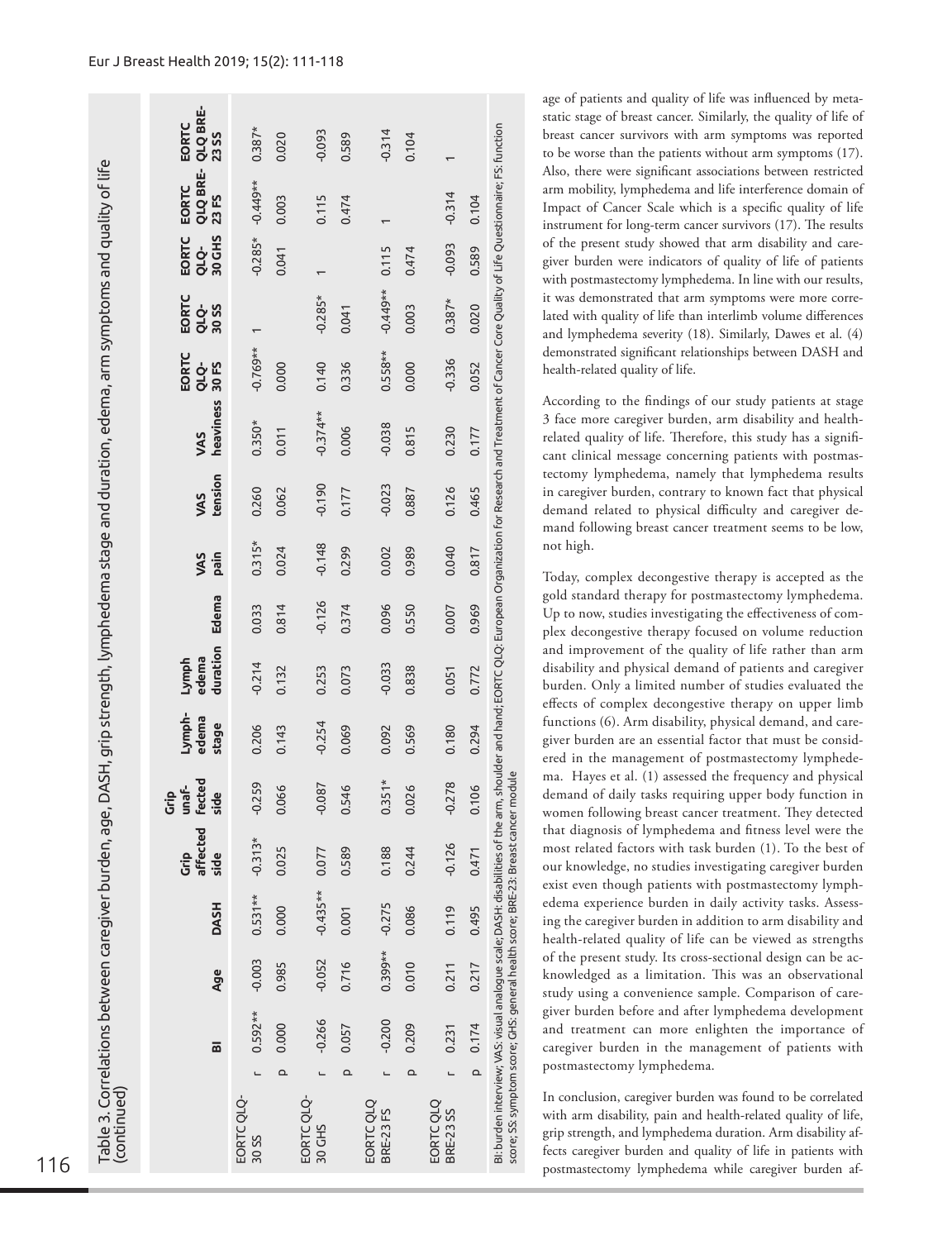Table 3. Correlations between caregiver burden, age, DASH, grip strength, lymphedema stage and duration, edema, arm symptoms and quality of life (continued)

| | | BI | Age | DASH | Grip affected side | Grip unaffected side | Lymphedema stage | Lymphedema duration | Edema | VAS pain | VAS tension | VAS heaviness | EORTC QLQ-30 FS | EORTC QLQ-30 SS | EORTC QLQ-30 GHS | EORTC QLQ BRE-23 FS | EORTC QLQ BRE-23 SS |
|---|---|---|---|---|---|---|---|---|---|---|---|---|---|---|---|---|---|
| EORTC QLQ-30 SS | r | 0.592** | -0.003 | 0.531** | -0.313* | -0.259 | 0.206 | -0.214 | 0.033 | 0.315* | 0.260 | 0.350* | -0.769** | 1 | -0.285* | -0.449** | 0.387* |
| | p | 0.000 | 0.985 | 0.000 | 0.025 | 0.066 | 0.143 | 0.132 | 0.814 | 0.024 | 0.062 | 0.011 | 0.000 | | 0.041 | 0.003 | 0.020 |
| EORTC QLQ-30 GHS | r | -0.266 | -0.052 | -0.435** | 0.077 | -0.087 | -0.254 | 0.253 | -0.126 | -0.148 | -0.190 | -0.374** | 0.140 | -0.285* | 1 | 0.115 | -0.093 |
| | p | 0.057 | 0.716 | 0.001 | 0.589 | 0.546 | 0.069 | 0.073 | 0.374 | 0.299 | 0.177 | 0.006 | 0.336 | 0.041 | | 0.474 | 0.589 |
| EORTC QLQ BRE-23 FS | r | -0.200 | 0.399** | -0.275 | 0.188 | 0.351* | 0.092 | -0.033 | 0.096 | 0.002 | -0.023 | -0.038 | 0.558** | -0.449** | 0.115 | 1 | -0.314 |
| | p | 0.209 | 0.010 | 0.086 | 0.244 | 0.026 | 0.569 | 0.838 | 0.550 | 0.989 | 0.887 | 0.815 | 0.000 | 0.003 | 0.474 | | 0.104 |
| EORTC QLQ BRE-23 SS | r | 0.231 | 0.211 | 0.119 | -0.126 | -0.278 | 0.180 | 0.051 | 0.007 | 0.040 | 0.126 | 0.230 | -0.336 | 0.387* | -0.093 | -0.314 | 1 |
| | p | 0.174 | 0.217 | 0.495 | 0.471 | 0.106 | 0.294 | 0.772 | 0.969 | 0.817 | 0.465 | 0.177 | 0.052 | 0.020 | 0.589 | 0.104 | |

BI: burden interview; VAS: visual analogue scale; DASH: disabilities of the arm, shoulder and hand; EORTC QLQ: European Organization for Research and Treatment of Cancer Core Quality of Life Questionnaire; FS: function score; SS: symptom score; GHS: general health score; BRE-23: Breast cancer module

age of patients and quality of life was influenced by metastatic stage of breast cancer. Similarly, the quality of life of breast cancer survivors with arm symptoms was reported to be worse than the patients without arm symptoms (17). Also, there were significant associations between restricted arm mobility, lymphedema and life interference domain of Impact of Cancer Scale which is a specific quality of life instrument for long-term cancer survivors (17). The results of the present study showed that arm disability and caregiver burden were indicators of quality of life of patients with postmastectomy lymphedema. In line with our results, it was demonstrated that arm symptoms were more correlated with quality of life than interlimb volume differences and lymphedema severity (18). Similarly, Dawes et al. (4) demonstrated significant relationships between DASH and health-related quality of life.

According to the findings of our study patients at stage 3 face more caregiver burden, arm disability and health-related quality of life. Therefore, this study has a significant clinical message concerning patients with postmastectomy lymphedema, namely that lymphedema results in caregiver burden, contrary to known fact that physical demand related to physical difficulty and caregiver demand following breast cancer treatment seems to be low, not high.

Today, complex decongestive therapy is accepted as the gold standard therapy for postmastectomy lymphedema. Up to now, studies investigating the effectiveness of complex decongestive therapy focused on volume reduction and improvement of the quality of life rather than arm disability and physical demand of patients and caregiver burden. Only a limited number of studies evaluated the effects of complex decongestive therapy on upper limb functions (6). Arm disability, physical demand, and caregiver burden are an essential factor that must be considered in the management of postmastectomy lymphedema. Hayes et al. (1) assessed the frequency and physical demand of daily tasks requiring upper body function in women following breast cancer treatment. They detected that diagnosis of lymphedema and fitness level were the most related factors with task burden (1). To the best of our knowledge, no studies investigating caregiver burden exist even though patients with postmastectomy lymphedema experience burden in daily activity tasks. Assessing the caregiver burden in addition to arm disability and health-related quality of life can be viewed as strengths of the present study. Its cross-sectional design can be acknowledged as a limitation. This was an observational study using a convenience sample. Comparison of caregiver burden before and after lymphedema development and treatment can more enlighten the importance of caregiver burden in the management of patients with postmastectomy lymphedema.

In conclusion, caregiver burden was found to be correlated with arm disability, pain and health-related quality of life, grip strength, and lymphedema duration. Arm disability affects caregiver burden and quality of life in patients with postmastectomy lymphedema while caregiver burden af-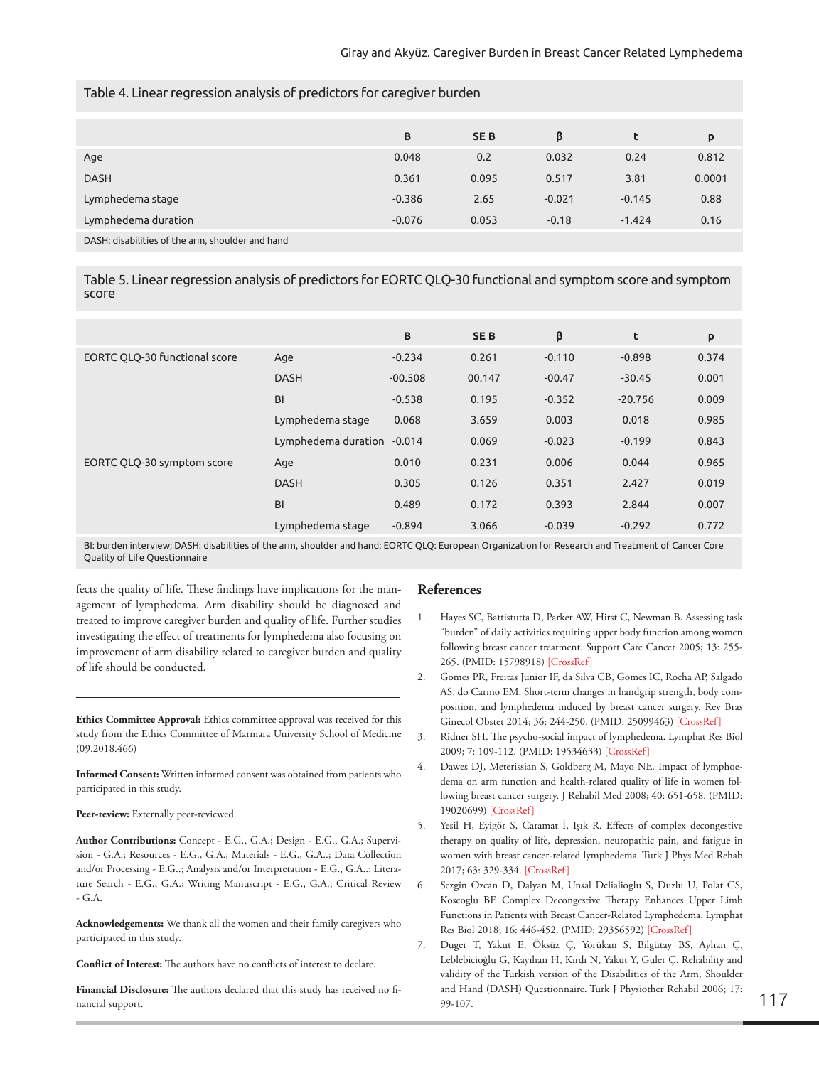Table 4. Linear regression analysis of predictors for caregiver burden

| | B | SE B | β | t | p |
|---|---|---|---|---|---|
| Age | 0.048 | 0.2 | 0.032 | 0.24 | 0.812 |
| DASH | 0.361 | 0.095 | 0.517 | 3.81 | 0.0001 |
| Lymphedema stage | -0.386 | 2.65 | -0.021 | -0.145 | 0.88 |
| Lymphedema duration | -0.076 | 0.053 | -0.18 | -1.424 | 0.16 |

DASH: disabilities of the arm, shoulder and hand

Table 5. Linear regression analysis of predictors for EORTC QLQ-30 functional and symptom score and symptom score

| | | B | SE B | β | t | p |
|---|---|---|---|---|---|---|
| EORTC QLQ-30 functional score | Age | -0.234 | 0.261 | -0.110 | -0.898 | 0.374 |
| | DASH | -00.508 | 00.147 | -00.47 | -30.45 | 0.001 |
| | BI | -0.538 | 0.195 | -0.352 | -20.756 | 0.009 |
| | Lymphedema stage | 0.068 | 3.659 | 0.003 | 0.018 | 0.985 |
| | Lymphedema duration | -0.014 | 0.069 | -0.023 | -0.199 | 0.843 |
| EORTC QLQ-30 symptom score | Age | 0.010 | 0.231 | 0.006 | 0.044 | 0.965 |
| | DASH | 0.305 | 0.126 | 0.351 | 2.427 | 0.019 |
| | BI | 0.489 | 0.172 | 0.393 | 2.844 | 0.007 |
| | Lymphedema stage | -0.894 | 3.066 | -0.039 | -0.292 | 0.772 |

BI: burden interview; DASH: disabilities of the arm, shoulder and hand; EORTC QLQ: European Organization for Research and Treatment of Cancer Core Quality of Life Questionnaire

fects the quality of life. These findings have implications for the management of lymphedema. Arm disability should be diagnosed and treated to improve caregiver burden and quality of life. Further studies investigating the effect of treatments for lymphedema also focusing on improvement of arm disability related to caregiver burden and quality of life should be conducted.

**Ethics Committee Approval:** Ethics committee approval was received for this study from the Ethics Committee of Marmara University School of Medicine (09.2018.466)

**Informed Consent:** Written informed consent was obtained from patients who participated in this study.

**Peer-review:** Externally peer-reviewed.

**Author Contributions:** Concept - E.G., G.A.; Design - E.G., G.A.; Supervision - G.A.; Resources - E.G., G.A.; Materials - E.G., G.A..; Data Collection and/or Processing - E.G..; Analysis and/or Interpretation - E.G., G.A..; Literature Search - E.G., G.A.; Writing Manuscript - E.G., G.A.; Critical Review - G.A.

**Acknowledgements:** We thank all the women and their family caregivers who participated in this study.

**Conflict of Interest:** The authors have no conflicts of interest to declare.

**Financial Disclosure:** The authors declared that this study has received no financial support.

## References

1. Hayes SC, Battistutta D, Parker AW, Hirst C, Newman B. Assessing task "burden" of daily activities requiring upper body function among women following breast cancer treatment. Support Care Cancer 2005; 13: 255-265. (PMID: 15798918) [CrossRef]
2. Gomes PR, Freitas Junior IF, da Silva CB, Gomes IC, Rocha AP, Salgado AS, do Carmo EM. Short-term changes in handgrip strength, body composition, and lymphedema induced by breast cancer surgery. Rev Bras Ginecol Obstet 2014; 36: 244-250. (PMID: 25099463) [CrossRef]
3. Ridner SH. The psycho-social impact of lymphedema. Lymphat Res Biol 2009; 7: 109-112. (PMID: 19534633) [CrossRef]
4. Dawes DJ, Meterissian S, Goldberg M, Mayo NE. Impact of lymphoedema on arm function and health-related quality of life in women following breast cancer surgery. J Rehabil Med 2008; 40: 651-658. (PMID: 19020699) [CrossRef]
5. Yesil H, Eyigör S, Caramat İ, Işık R. Effects of complex decongestive therapy on quality of life, depression, neuropathic pain, and fatigue in women with breast cancer-related lymphedema. Turk J Phys Med Rehab 2017; 63: 329-334. [CrossRef]
6. Sezgin Ozcan D, Dalyan M, Unsal Delialioglu S, Duzlu U, Polat CS, Koseoglu BF. Complex Decongestive Therapy Enhances Upper Limb Functions in Patients with Breast Cancer-Related Lymphedema. Lymphat Res Biol 2018; 16: 446-452. (PMID: 29356592) [CrossRef]
7. Duger T, Yakut E, Öksüz Ç, Yörükan S, Bilgütay BS, Ayhan Ç, Leblebicioğlu G, Kayıhan H, Kırdı N, Yakut Y, Güler Ç. Reliability and validity of the Turkish version of the Disabilities of the Arm, Shoulder and Hand (DASH) Questionnaire. Turk J Physiother Rehabil 2006; 17: 99-107.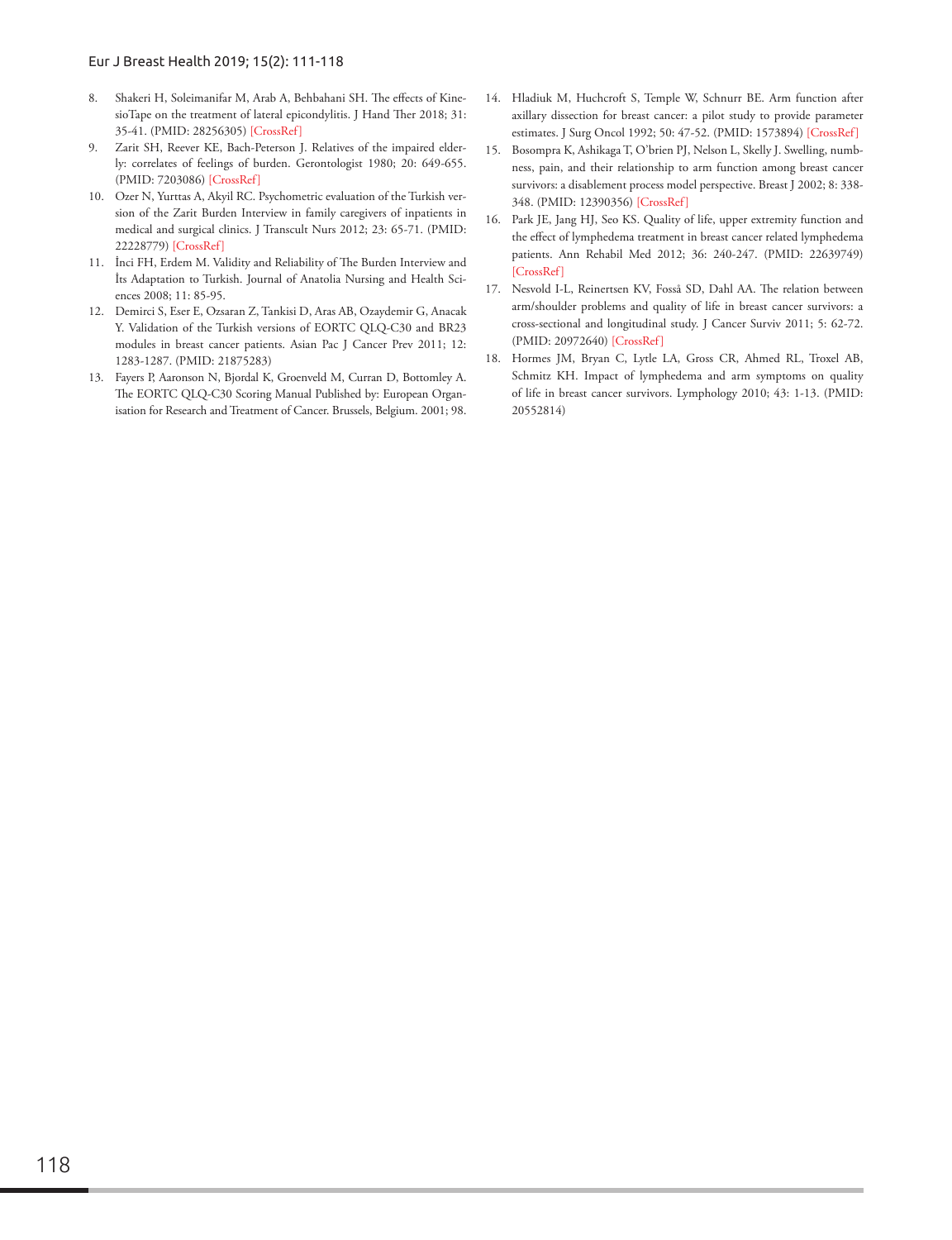8. Shakeri H, Soleimanifar M, Arab A, Behbahani SH. The effects of KinesioTape on the treatment of lateral epicondylitis. J Hand Ther 2018; 31: 35-41. (PMID: 28256305) [CrossRef]
9. Zarit SH, Reever KE, Bach-Peterson J. Relatives of the impaired elderly: correlates of feelings of burden. Gerontologist 1980; 20: 649-655. (PMID: 7203086) [CrossRef]
10. Ozer N, Yurttas A, Akyil RC. Psychometric evaluation of the Turkish version of the Zarit Burden Interview in family caregivers of inpatients in medical and surgical clinics. J Transcult Nurs 2012; 23: 65-71. (PMID: 22228779) [CrossRef]
11. İnci FH, Erdem M. Validity and Reliability of The Burden Interview and İts Adaptation to Turkish. Journal of Anatolia Nursing and Health Sciences 2008; 11: 85-95.
12. Demirci S, Eser E, Ozsaran Z, Tankisi D, Aras AB, Ozaydemir G, Anacak Y. Validation of the Turkish versions of EORTC QLQ-C30 and BR23 modules in breast cancer patients. Asian Pac J Cancer Prev 2011; 12: 1283-1287. (PMID: 21875283)
13. Fayers P, Aaronson N, Bjordal K, Groenveld M, Curran D, Bottomley A. The EORTC QLQ-C30 Scoring Manual Published by: European Organisation for Research and Treatment of Cancer. Brussels, Belgium. 2001; 98.
14. Hladiuk M, Huchcroft S, Temple W, Schnurr BE. Arm function after axillary dissection for breast cancer: a pilot study to provide parameter estimates. J Surg Oncol 1992; 50: 47-52. (PMID: 1573894) [CrossRef]
15. Bosompra K, Ashikaga T, O'brien PJ, Nelson L, Skelly J. Swelling, numbness, pain, and their relationship to arm function among breast cancer survivors: a disablement process model perspective. Breast J 2002; 8: 338-348. (PMID: 12390356) [CrossRef]
16. Park JE, Jang HJ, Seo KS. Quality of life, upper extremity function and the effect of lymphedema treatment in breast cancer related lymphedema patients. Ann Rehabil Med 2012; 36: 240-247. (PMID: 22639749) [CrossRef]
17. Nesvold I-L, Reinertsen KV, Fosså SD, Dahl AA. The relation between arm/shoulder problems and quality of life in breast cancer survivors: a cross-sectional and longitudinal study. J Cancer Surviv 2011; 5: 62-72. (PMID: 20972640) [CrossRef]
18. Hormes JM, Bryan C, Lytle LA, Gross CR, Ahmed RL, Troxel AB, Schmitz KH. Impact of lymphedema and arm symptoms on quality of life in breast cancer survivors. Lymphology 2010; 43: 1-13. (PMID: 20552814)